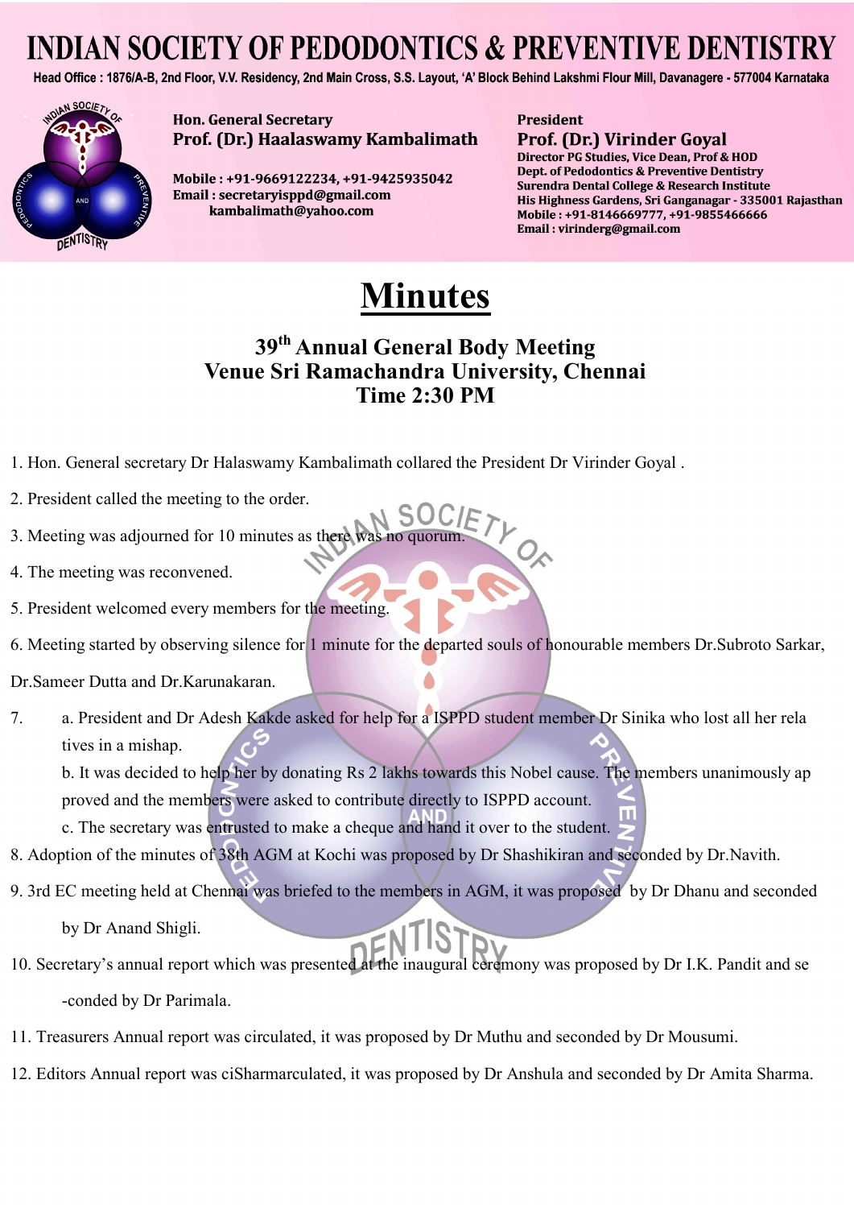# INDIAN SOCIETY OF PEDODONTICS & PREVENTIVE DENTISTRY

Head Office : 1876/A-B, 2nd Floor, V.V. Residency, 2nd Main Cross, S.S. Layout, 'A' Block Behind Lakshmi Flour Mill, Davanagere - 577004 Karnataka

**Hon. General Secretary**
**Prof. (Dr.) Haalaswamy Kambalimath**

**Mobile : +91-9669122234, +91-9425935042**
**Email : secretaryisppd@gmail.com**
**kambalimath@yahoo.com**

**President**
**Prof. (Dr.) Virinder Goyal**
**Director PG Studies, Vice Dean, Prof & HOD**
**Dept. of Pedodontics & Preventive Dentistry**
**Surendra Dental College & Research Institute**
**His Highness Gardens, Sri Ganganagar - 335001 Rajasthan**
**Mobile : +91-8146669777, +91-9855466666**
**Email : virinderg@gmail.com**

# Minutes

## 39th Annual General Body Meeting
## Venue Sri Ramachandra University, Chennai
## Time 2:30 PM

1. Hon. General secretary Dr Halaswamy Kambalimath collared the President Dr Virinder Goyal .
2. President called the meeting to the order.
3. Meeting was adjourned for 10 minutes as there was no quorum.
4. The meeting was reconvened.
5. President welcomed every members for the meeting.
6. Meeting started by observing silence for 1 minute for the departed souls of honourable members Dr.Subroto Sarkar, Dr.Sameer Dutta and Dr.Karunakaran.
7. a. President and Dr Adesh Kakde asked for help for a ISPPD student member Dr Sinika who lost all her relatives in a mishap.
   b. It was decided to help her by donating Rs 2 lakhs towards this Nobel cause. The members unanimously approved and the members were asked to contribute directly to ISPPD account.
   c. The secretary was entrusted to make a cheque and hand it over to the student.
8. Adoption of the minutes of 38th AGM at Kochi was proposed by Dr Shashikiran and seconded by Dr.Navith.
9. 3rd EC meeting held at Chennai was briefed to the members in AGM, it was proposed by Dr Dhanu and seconded by Dr Anand Shigli.
10. Secretary's annual report which was presented at the inaugural ceremony was proposed by Dr I.K. Pandit and seconded by Dr Parimala.
11. Treasurers Annual report was circulated, it was proposed by Dr Muthu and seconded by Dr Mousumi.
12. Editors Annual report was ciSharmarculated, it was proposed by Dr Anshula and seconded by Dr Amita Sharma.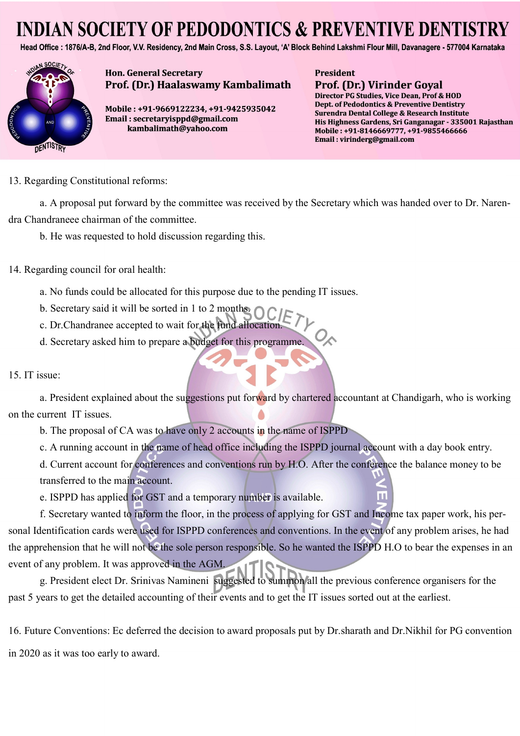13. Regarding Constitutional reforms:

a. A proposal put forward by the committee was received by the Secretary which was handed over to Dr. Narendra Chandraneee chairman of the committee.

b. He was requested to hold discussion regarding this.

14. Regarding council for oral health:

a. No funds could be allocated for this purpose due to the pending IT issues.

b. Secretary said it will be sorted in 1 to 2 months.

c. Dr.Chandranee accepted to wait for the fund allocation.

d. Secretary asked him to prepare a budget for this programme.

15. IT issue:

a. President explained about the suggestions put forward by chartered accountant at Chandigarh, who is working on the current IT issues.

b. The proposal of CA was to have only 2 accounts in the name of ISPPD

c. A running account in the name of head office including the ISPPD journal account with a day book entry.

d. Current account for conferences and conventions run by H.O. After the conference the balance money to be transferred to the main account.

e. ISPPD has applied for GST and a temporary number is available.

f. Secretary wanted to inform the floor, in the process of applying for GST and Income tax paper work, his personal Identification cards were used for ISPPD conferences and conventions. In the event of any problem arises, he had the apprehension that he will not be the sole person responsible. So he wanted the ISPPD H.O to bear the expenses in an event of any problem. It was approved in the AGM.

g. President elect Dr. Srinivas Namineni suggested to summon all the previous conference organisers for the past 5 years to get the detailed accounting of their events and to get the IT issues sorted out at the earliest.

16. Future Conventions: Ec deferred the decision to award proposals put by Dr.sharath and Dr.Nikhil for PG convention in 2020 as it was too early to award.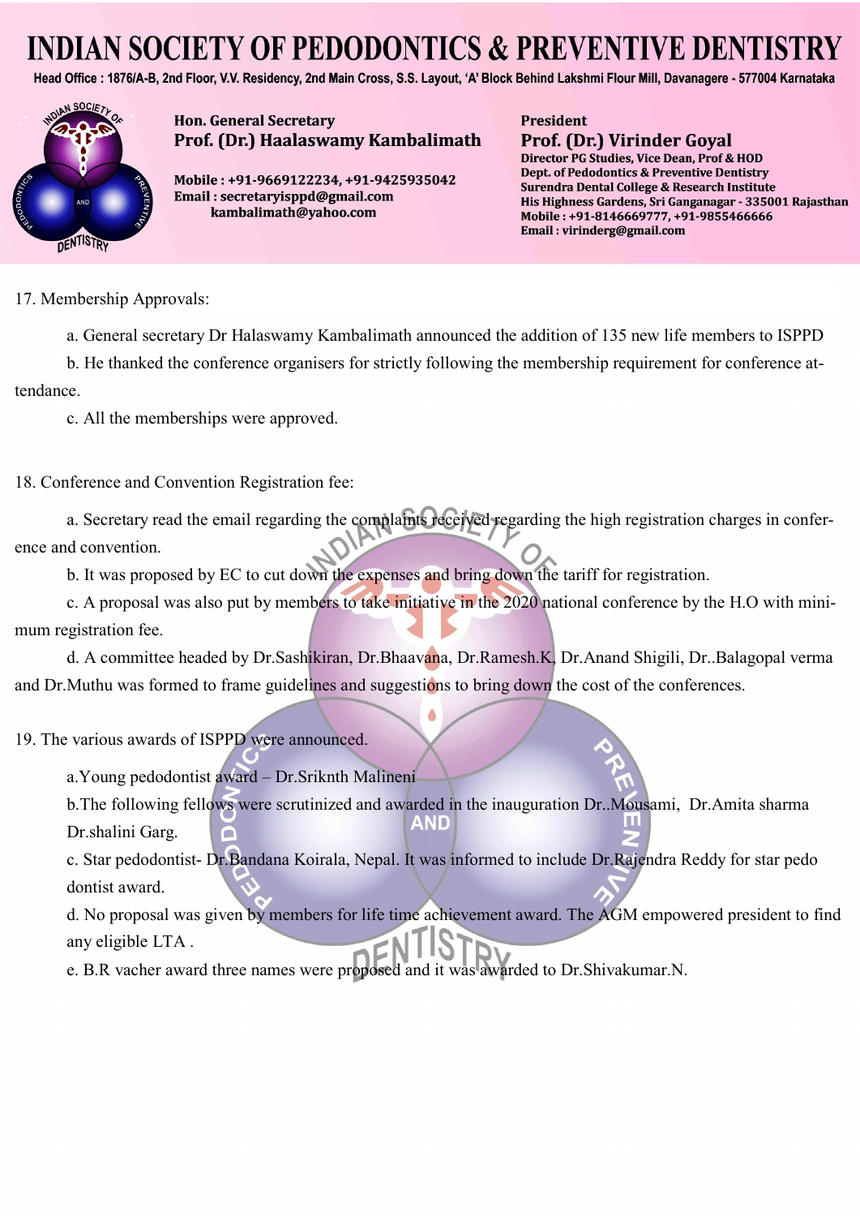17. Membership Approvals:

a. General secretary Dr Halaswamy Kambalimath announced the addition of 135 new life members to ISPPD

b. He thanked the conference organisers for strictly following the membership requirement for conference attendance.

c. All the memberships were approved.

18. Conference and Convention Registration fee:

a. Secretary read the email regarding the complaints received regarding the high registration charges in conference and convention.

b. It was proposed by EC to cut down the expenses and bring down the tariff for registration.

c. A proposal was also put by members to take initiative in the 2020 national conference by the H.O with minimum registration fee.

d. A committee headed by Dr.Sashikiran, Dr.Bhaavana, Dr.Ramesh.K, Dr.Anand Shigili, Dr..Balagopal verma and Dr.Muthu was formed to frame guidelines and suggestions to bring down the cost of the conferences.

19. The various awards of ISPPD were announced.

a.Young pedodontist award – Dr.Sriknth Malineni

b.The following fellows were scrutinized and awarded in the inauguration Dr..Mousami, Dr.Amita sharma Dr.shalini Garg.

c. Star pedodontist- Dr.Bandana Koirala, Nepal. It was informed to include Dr.Rajendra Reddy for star pedo dontist award.

d. No proposal was given by members for life time achievement award. The AGM empowered president to find any eligible LTA .

e. B.R vacher award three names were proposed and it was awarded to Dr.Shivakumar.N.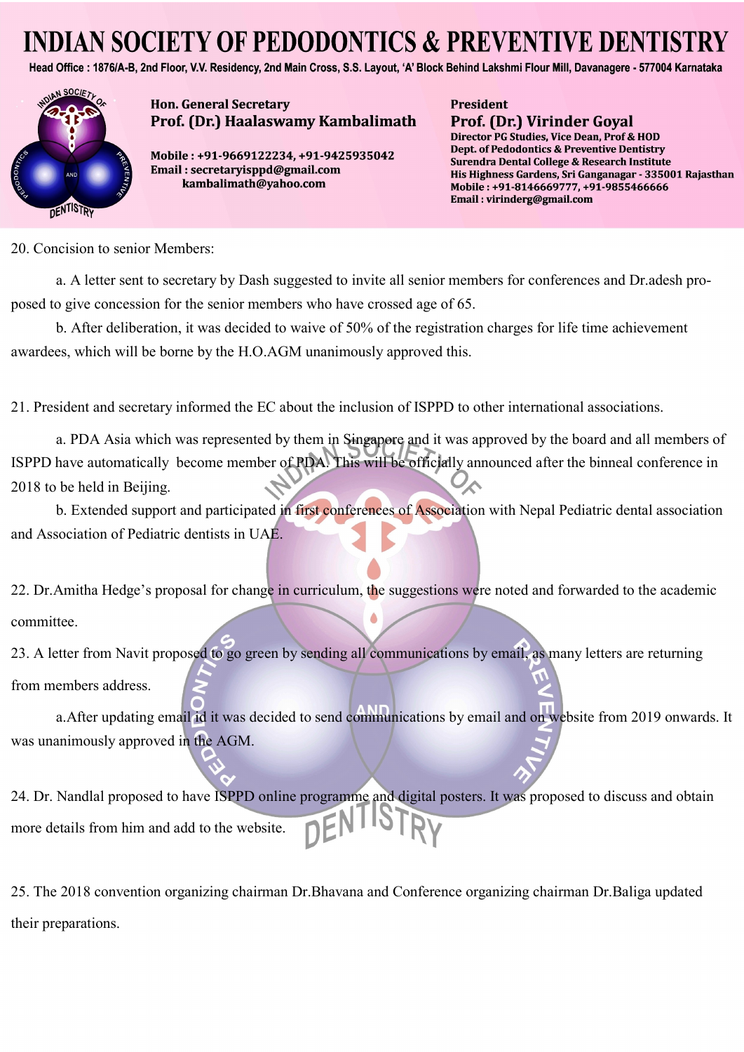20. Concision to senior Members:

a. A letter sent to secretary by Dash suggested to invite all senior members for conferences and Dr.adesh proposed to give concession for the senior members who have crossed age of 65.

b. After deliberation, it was decided to waive of 50% of the registration charges for life time achievement awardees, which will be borne by the H.O.AGM unanimously approved this.

21. President and secretary informed the EC about the inclusion of ISPPD to other international associations.

a. PDA Asia which was represented by them in Singapore and it was approved by the board and all members of ISPPD have automatically become member of PDA. This will be officially announced after the binneal conference in 2018 to be held in Beijing.

b. Extended support and participated in first conferences of Association with Nepal Pediatric dental association and Association of Pediatric dentists in UAE.

22. Dr.Amitha Hedge's proposal for change in curriculum, the suggestions were noted and forwarded to the academic committee.

23. A letter from Navit proposed to go green by sending all communications by email, as many letters are returning from members address.

a.After updating email id it was decided to send communications by email and on website from 2019 onwards. It was unanimously approved in the AGM.

24. Dr. Nandlal proposed to have ISPPD online programme and digital posters. It was proposed to discuss and obtain more details from him and add to the website.

25. The 2018 convention organizing chairman Dr.Bhavana and Conference organizing chairman Dr.Baliga updated their preparations.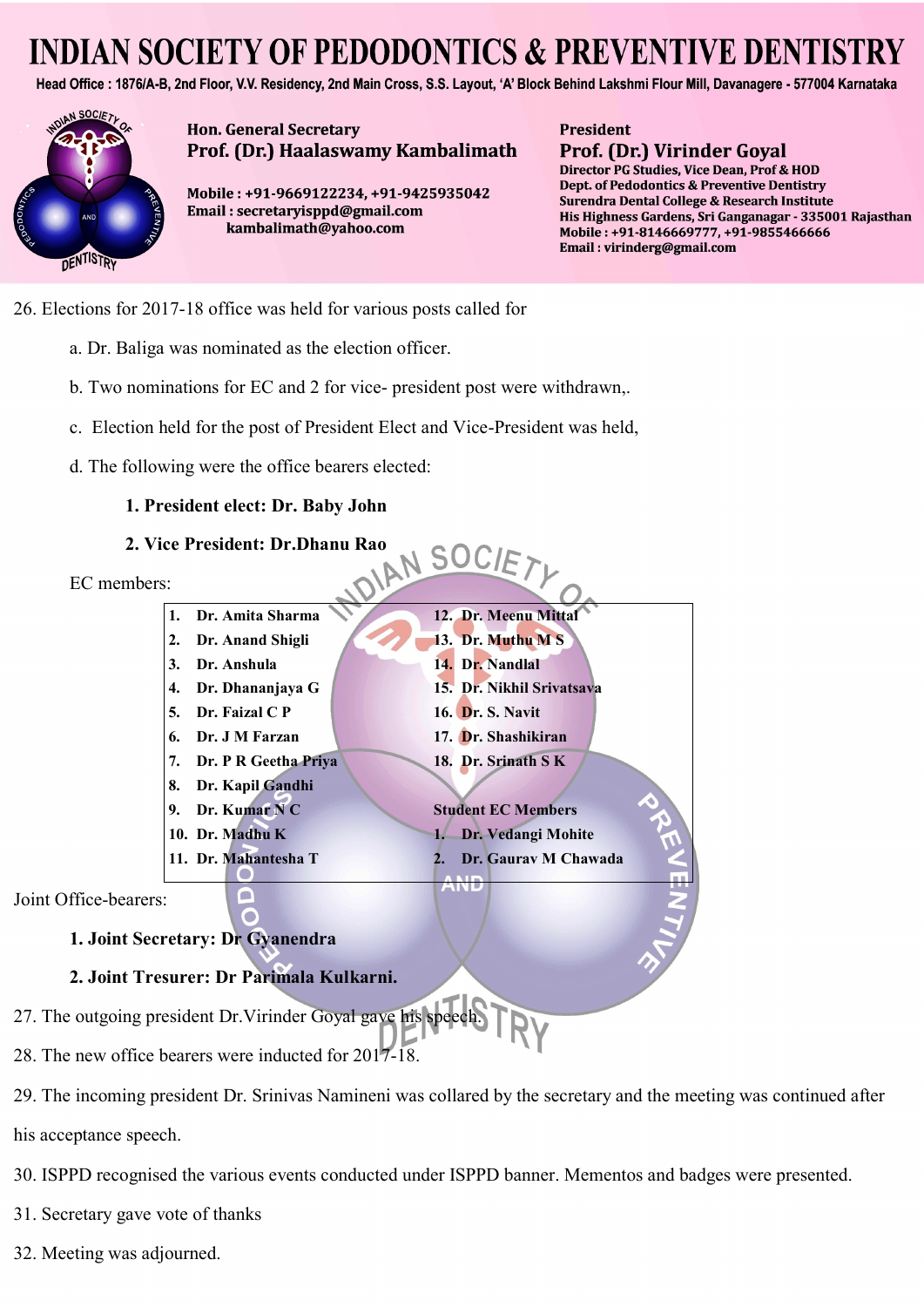# INDIAN SOCIETY OF PEDODONTICS & PREVENTIVE DENTISTRY

Head Office : 1876/A-B, 2nd Floor, V.V. Residency, 2nd Main Cross, S.S. Layout, 'A' Block Behind Lakshmi Flour Mill, Davanagere - 577004 Karnataka

**Hon. General Secretary**
**Prof. (Dr.) Haalaswamy Kambalimath**

**Mobile : +91-9669122234, +91-9425935042**
**Email : secretaryisppd@gmail.com**
**kambalimath@yahoo.com**

**President**
**Prof. (Dr.) Virinder Goyal**
**Director PG Studies, Vice Dean, Prof & HOD**
**Dept. of Pedodontics & Preventive Dentistry**
**Surendra Dental College & Research Institute**
**His Highness Gardens, Sri Ganganagar - 335001 Rajasthan**
**Mobile : +91-8146669777, +91-9855466666**
**Email : virinderg@gmail.com**

26. Elections for 2017-18 office was held for various posts called for

   a. Dr. Baliga was nominated as the election officer.

   b. Two nominations for EC and 2 for vice- president post were withdrawn,.

   c. Election held for the post of President Elect and Vice-President was held,

   d. The following were the office bearers elected:

      **1. President elect: Dr. Baby John**

      **2. Vice President: Dr.Dhanu Rao**

   EC members:

| | |
|---|---|
| **1. Dr. Amita Sharma** | **12. Dr. Meenu Mittal** |
| **2. Dr. Anand Shigli** | **13. Dr. Muthu M S** |
| **3. Dr. Anshula** | **14. Dr. Nandlal** |
| **4. Dr. Dhananjaya G** | **15. Dr. Nikhil Srivatsava** |
| **5. Dr. Faizal C P** | **16. Dr. S. Navit** |
| **6. Dr. J M Farzan** | **17. Dr. Shashikiran** |
| **7. Dr. P R Geetha Priya** | **18. Dr. Srinath S K** |
| **8. Dr. Kapil Gandhi** | |
| **9. Dr. Kumar N C** | **Student EC Members** |
| **10. Dr. Madhu K** | **1. Dr. Vedangi Mohite** |
| **11. Dr. Mahantesha T** | **2. Dr. Gaurav M Chawada** |

Joint Office-bearers:

   **1. Joint Secretary: Dr Gyanendra**

   **2. Joint Tresurer: Dr Parimala Kulkarni.**

27. The outgoing president Dr.Virinder Goyal gave his speech.

28. The new office bearers were inducted for 2017-18.

29. The incoming president Dr. Srinivas Namineni was collared by the secretary and the meeting was continued after his acceptance speech.

30. ISPPD recognised the various events conducted under ISPPD banner. Mementos and badges were presented.

31. Secretary gave vote of thanks

32. Meeting was adjourned.